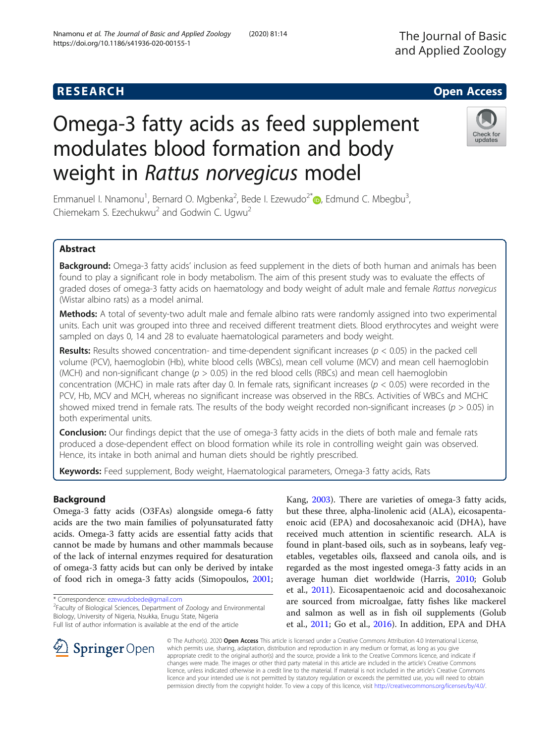RESEARCH

Open Access

# Omega-3 fatty acids as feed supplement modulates blood formation and body weight in *Rattus norvegicus* model

Emmanuel I. Nnamonu[1], Bernard O. Mgbenka[2], Bede I. Ezewudo[2*], Edmund C. Mbegbu[3], Chiemekam S. Ezechukwu[2] and Godwin C. Ugwu[2]

## Abstract

**Background:** Omega-3 fatty acids' inclusion as feed supplement in the diets of both human and animals has been found to play a significant role in body metabolism. The aim of this present study was to evaluate the effects of graded doses of omega-3 fatty acids on haematology and body weight of adult male and female *Rattus norvegicus* (Wistar albino rats) as a model animal.

**Methods:** A total of seventy-two adult male and female albino rats were randomly assigned into two experimental units. Each unit was grouped into three and received different treatment diets. Blood erythrocytes and weight were sampled on days 0, 14 and 28 to evaluate haematological parameters and body weight.

**Results:** Results showed concentration- and time-dependent significant increases ($p < 0.05$) in the packed cell volume (PCV), haemoglobin (Hb), white blood cells (WBCs), mean cell volume (MCV) and mean cell haemoglobin (MCH) and non-significant change ($p > 0.05$) in the red blood cells (RBCs) and mean cell haemoglobin concentration (MCHC) in male rats after day 0. In female rats, significant increases ($p < 0.05$) were recorded in the PCV, Hb, MCV and MCH, whereas no significant increase was observed in the RBCs. Activities of WBCs and MCHC showed mixed trend in female rats. The results of the body weight recorded non-significant increases ($p > 0.05$) in both experimental units.

**Conclusion:** Our findings depict that the use of omega-3 fatty acids in the diets of both male and female rats produced a dose-dependent effect on blood formation while its role in controlling weight gain was observed. Hence, its intake in both animal and human diets should be rightly prescribed.

**Keywords:** Feed supplement, Body weight, Haematological parameters, Omega-3 fatty acids, Rats

## Background

Omega-3 fatty acids (O3FAs) alongside omega-6 fatty acids are the two main families of polyunsaturated fatty acids. Omega-3 fatty acids are essential fatty acids that cannot be made by humans and other mammals because of the lack of internal enzymes required for desaturation of omega-3 fatty acids but can only be derived by intake of food rich in omega-3 fatty acids (Simopoulos, 2001; Kang, 2003). There are varieties of omega-3 fatty acids, but these three, alpha-linolenic acid (ALA), eicosapentaenoic acid (EPA) and docosahexanoic acid (DHA), have received much attention in scientific research. ALA is found in plant-based oils, such as in soybeans, leafy vegetables, vegetables oils, flaxseed and canola oils, and is regarded as the most ingested omega-3 fatty acids in an average human diet worldwide (Harris, 2010; Golub et al., 2011). Eicosapentaenoic acid and docosahexanoic are sourced from microalgae, fatty fishes like mackerel and salmon as well as in fish oil supplements (Golub et al., 2011; Go et al., 2016). In addition, EPA and DHA

\* Correspondence: ezewudobede@gmail.com
[2]Faculty of Biological Sciences, Department of Zoology and Environmental Biology, University of Nigeria, Nsukka, Enugu State, Nigeria
Full list of author information is available at the end of the article

© The Author(s). 2020 **Open Access** This article is licensed under a Creative Commons Attribution 4.0 International License, which permits use, sharing, adaptation, distribution and reproduction in any medium or format, as long as you give appropriate credit to the original author(s) and the source, provide a link to the Creative Commons licence, and indicate if changes were made. The images or other third party material in this article are included in the article's Creative Commons licence, unless indicated otherwise in a credit line to the material. If material is not included in the article's Creative Commons licence and your intended use is not permitted by statutory regulation or exceeds the permitted use, you will need to obtain permission directly from the copyright holder. To view a copy of this licence, visit http://creativecommons.org/licenses/by/4.0/.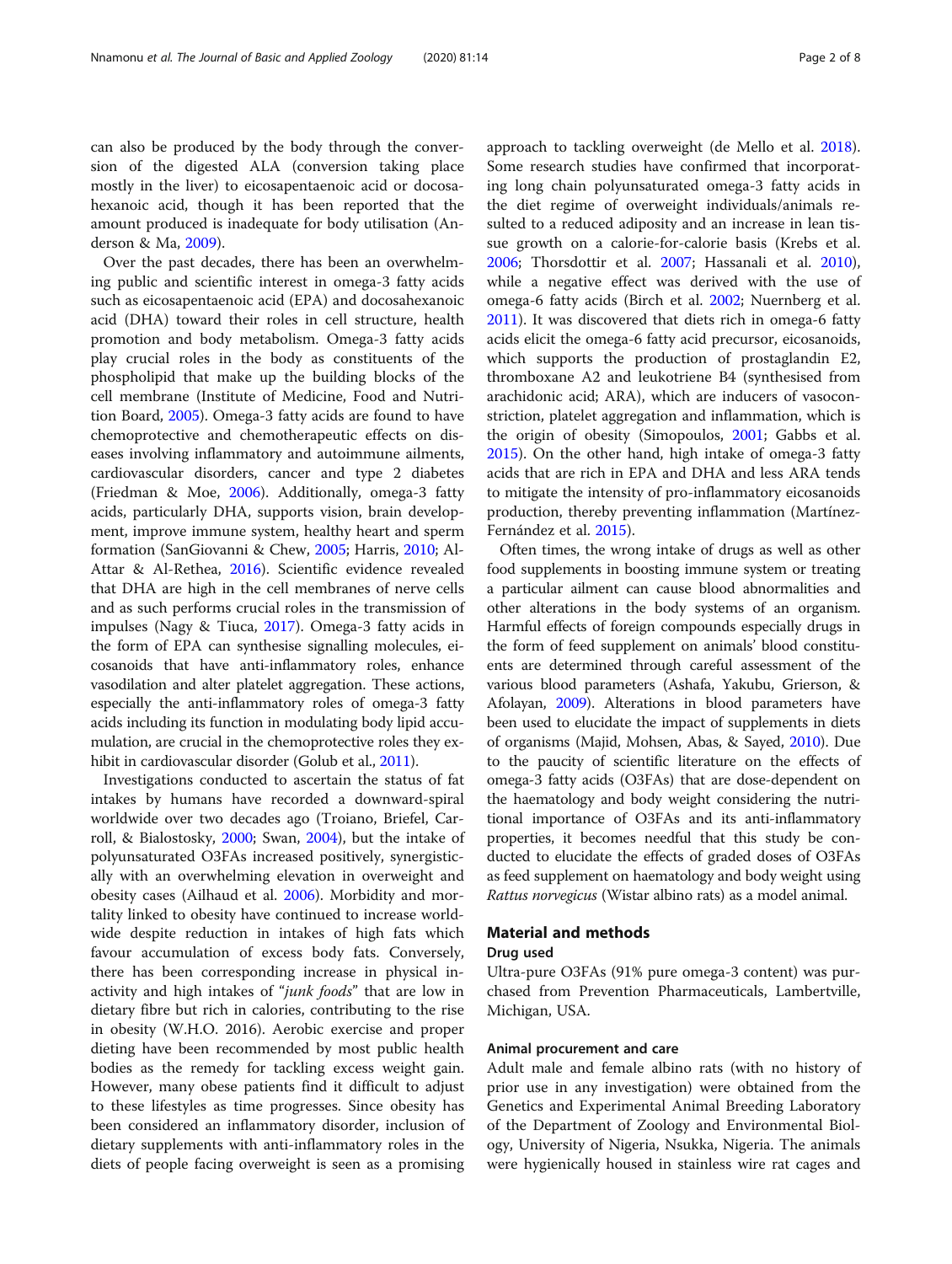can also be produced by the body through the conversion of the digested ALA (conversion taking place mostly in the liver) to eicosapentaenoic acid or docosahexanoic acid, though it has been reported that the amount produced is inadequate for body utilisation (Anderson & Ma, 2009).

Over the past decades, there has been an overwhelming public and scientific interest in omega-3 fatty acids such as eicosapentaenoic acid (EPA) and docosahexanoic acid (DHA) toward their roles in cell structure, health promotion and body metabolism. Omega-3 fatty acids play crucial roles in the body as constituents of the phospholipid that make up the building blocks of the cell membrane (Institute of Medicine, Food and Nutrition Board, 2005). Omega-3 fatty acids are found to have chemoprotective and chemotherapeutic effects on diseases involving inflammatory and autoimmune ailments, cardiovascular disorders, cancer and type 2 diabetes (Friedman & Moe, 2006). Additionally, omega-3 fatty acids, particularly DHA, supports vision, brain development, improve immune system, healthy heart and sperm formation (SanGiovanni & Chew, 2005; Harris, 2010; Al-Attar & Al-Rethea, 2016). Scientific evidence revealed that DHA are high in the cell membranes of nerve cells and as such performs crucial roles in the transmission of impulses (Nagy & Tiuca, 2017). Omega-3 fatty acids in the form of EPA can synthesise signalling molecules, eicosanoids that have anti-inflammatory roles, enhance vasodilation and alter platelet aggregation. These actions, especially the anti-inflammatory roles of omega-3 fatty acids including its function in modulating body lipid accumulation, are crucial in the chemoprotective roles they exhibit in cardiovascular disorder (Golub et al., 2011).

Investigations conducted to ascertain the status of fat intakes by humans have recorded a downward-spiral worldwide over two decades ago (Troiano, Briefel, Carroll, & Bialostosky, 2000; Swan, 2004), but the intake of polyunsaturated O3FAs increased positively, synergistically with an overwhelming elevation in overweight and obesity cases (Ailhaud et al. 2006). Morbidity and mortality linked to obesity have continued to increase worldwide despite reduction in intakes of high fats which favour accumulation of excess body fats. Conversely, there has been corresponding increase in physical inactivity and high intakes of "*junk foods*" that are low in dietary fibre but rich in calories, contributing to the rise in obesity (W.H.O. 2016). Aerobic exercise and proper dieting have been recommended by most public health bodies as the remedy for tackling excess weight gain. However, many obese patients find it difficult to adjust to these lifestyles as time progresses. Since obesity has been considered an inflammatory disorder, inclusion of dietary supplements with anti-inflammatory roles in the diets of people facing overweight is seen as a promising approach to tackling overweight (de Mello et al. 2018). Some research studies have confirmed that incorporating long chain polyunsaturated omega-3 fatty acids in the diet regime of overweight individuals/animals resulted to a reduced adiposity and an increase in lean tissue growth on a calorie-for-calorie basis (Krebs et al. 2006; Thorsdottir et al. 2007; Hassanali et al. 2010), while a negative effect was derived with the use of omega-6 fatty acids (Birch et al. 2002; Nuernberg et al. 2011). It was discovered that diets rich in omega-6 fatty acids elicit the omega-6 fatty acid precursor, eicosanoids, which supports the production of prostaglandin E2, thromboxane A2 and leukotriene B4 (synthesised from arachidonic acid; ARA), which are inducers of vasoconstriction, platelet aggregation and inflammation, which is the origin of obesity (Simopoulos, 2001; Gabbs et al. 2015). On the other hand, high intake of omega-3 fatty acids that are rich in EPA and DHA and less ARA tends to mitigate the intensity of pro-inflammatory eicosanoids production, thereby preventing inflammation (Martínez-Fernández et al. 2015).

Often times, the wrong intake of drugs as well as other food supplements in boosting immune system or treating a particular ailment can cause blood abnormalities and other alterations in the body systems of an organism. Harmful effects of foreign compounds especially drugs in the form of feed supplement on animals' blood constituents are determined through careful assessment of the various blood parameters (Ashafa, Yakubu, Grierson, & Afolayan, 2009). Alterations in blood parameters have been used to elucidate the impact of supplements in diets of organisms (Majid, Mohsen, Abas, & Sayed, 2010). Due to the paucity of scientific literature on the effects of omega-3 fatty acids (O3FAs) that are dose-dependent on the haematology and body weight considering the nutritional importance of O3FAs and its anti-inflammatory properties, it becomes needful that this study be conducted to elucidate the effects of graded doses of O3FAs as feed supplement on haematology and body weight using *Rattus norvegicus* (Wistar albino rats) as a model animal.

## Material and methods

### Drug used

Ultra-pure O3FAs (91% pure omega-3 content) was purchased from Prevention Pharmaceuticals, Lambertville, Michigan, USA.

### Animal procurement and care

Adult male and female albino rats (with no history of prior use in any investigation) were obtained from the Genetics and Experimental Animal Breeding Laboratory of the Department of Zoology and Environmental Biology, University of Nigeria, Nsukka, Nigeria. The animals were hygienically housed in stainless wire rat cages and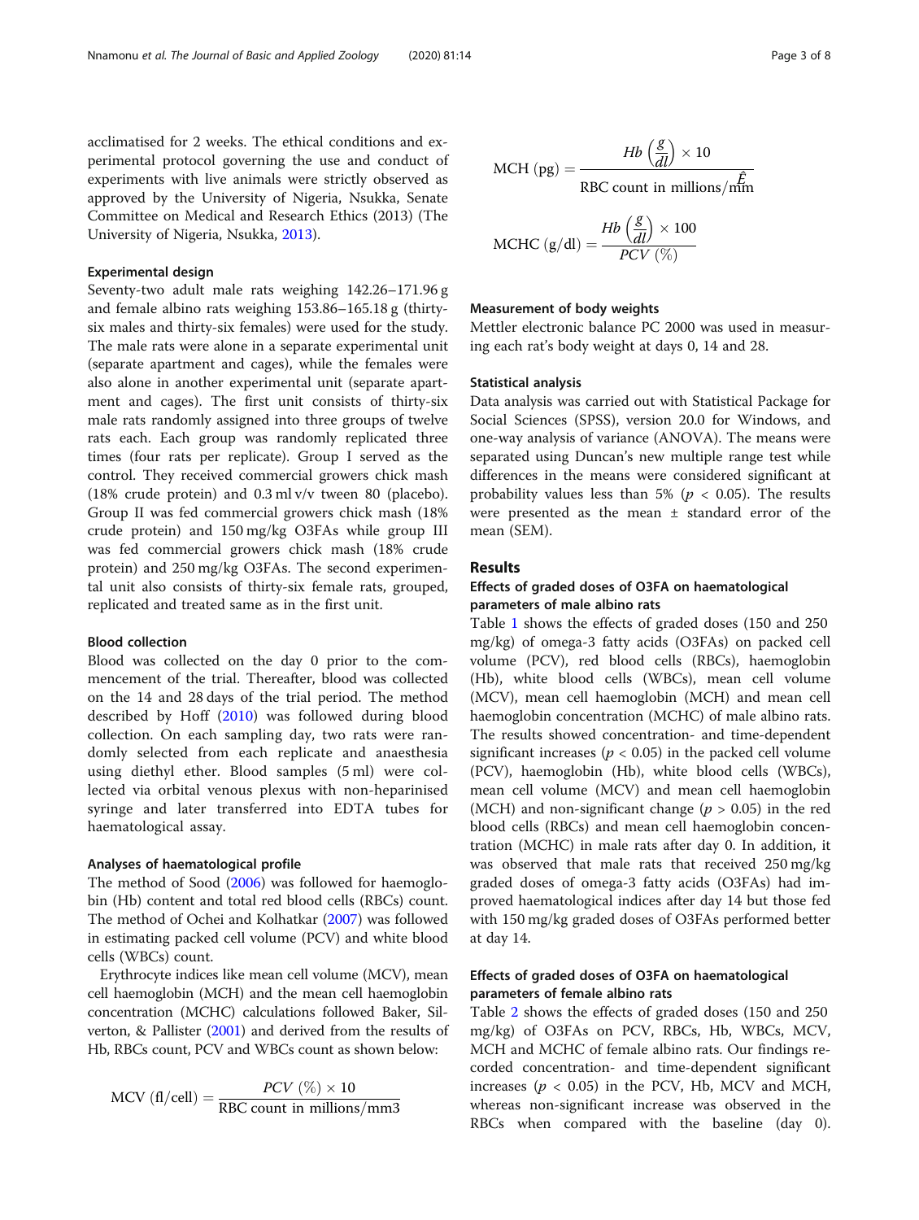acclimatised for 2 weeks. The ethical conditions and experimental protocol governing the use and conduct of experiments with live animals were strictly observed as approved by the University of Nigeria, Nsukka, Senate Committee on Medical and Research Ethics (2013) (The University of Nigeria, Nsukka, 2013).

### Experimental design

Seventy-two adult male rats weighing 142.26–171.96 g and female albino rats weighing 153.86–165.18 g (thirty-six males and thirty-six females) were used for the study. The male rats were alone in a separate experimental unit (separate apartment and cages), while the females were also alone in another experimental unit (separate apartment and cages). The first unit consists of thirty-six male rats randomly assigned into three groups of twelve rats each. Each group was randomly replicated three times (four rats per replicate). Group I served as the control. They received commercial growers chick mash (18% crude protein) and 0.3 ml v/v tween 80 (placebo). Group II was fed commercial growers chick mash (18% crude protein) and 150 mg/kg O3FAs while group III was fed commercial growers chick mash (18% crude protein) and 250 mg/kg O3FAs. The second experimental unit also consists of thirty-six female rats, grouped, replicated and treated same as in the first unit.

### Blood collection

Blood was collected on the day 0 prior to the commencement of the trial. Thereafter, blood was collected on the 14 and 28 days of the trial period. The method described by Hoff (2010) was followed during blood collection. On each sampling day, two rats were randomly selected from each replicate and anaesthesia using diethyl ether. Blood samples (5 ml) were collected via orbital venous plexus with non-heparinised syringe and later transferred into EDTA tubes for haematological assay.

### Analyses of haematological profile

The method of Sood (2006) was followed for haemoglobin (Hb) content and total red blood cells (RBCs) count. The method of Ochei and Kolhatkar (2007) was followed in estimating packed cell volume (PCV) and white blood cells (WBCs) count.

Erythrocyte indices like mean cell volume (MCV), mean cell haemoglobin (MCH) and the mean cell haemoglobin concentration (MCHC) calculations followed Baker, Silverton, & Pallister (2001) and derived from the results of Hb, RBCs count, PCV and WBCs count as shown below:

$$\text{MCV (fl/cell)} = \frac{PCV\ (\%) \times 10}{\text{RBC count in millions/mm3}}$$

$$\text{MCH (pg)} = \frac{Hb\left(\frac{g}{dl}\right) \times 10}{\text{RBC count in millions/m}\hat{\hat{E}}\text{m}}$$

$$\text{MCHC (g/dl)} = \frac{Hb\left(\frac{g}{dl}\right) \times 100}{PCV\ (\%)}$$

### Measurement of body weights

Mettler electronic balance PC 2000 was used in measuring each rat's body weight at days 0, 14 and 28.

### Statistical analysis

Data analysis was carried out with Statistical Package for Social Sciences (SPSS), version 20.0 for Windows, and one-way analysis of variance (ANOVA). The means were separated using Duncan's new multiple range test while differences in the means were considered significant at probability values less than 5% ($p < 0.05$). The results were presented as the mean ± standard error of the mean (SEM).

## Results

### Effects of graded doses of O3FA on haematological parameters of male albino rats

Table 1 shows the effects of graded doses (150 and 250 mg/kg) of omega-3 fatty acids (O3FAs) on packed cell volume (PCV), red blood cells (RBCs), haemoglobin (Hb), white blood cells (WBCs), mean cell volume (MCV), mean cell haemoglobin (MCH) and mean cell haemoglobin concentration (MCHC) of male albino rats. The results showed concentration- and time-dependent significant increases ($p < 0.05$) in the packed cell volume (PCV), haemoglobin (Hb), white blood cells (WBCs), mean cell volume (MCV) and mean cell haemoglobin (MCH) and non-significant change ($p > 0.05$) in the red blood cells (RBCs) and mean cell haemoglobin concentration (MCHC) in male rats after day 0. In addition, it was observed that male rats that received 250 mg/kg graded doses of omega-3 fatty acids (O3FAs) had improved haematological indices after day 14 but those fed with 150 mg/kg graded doses of O3FAs performed better at day 14.

### Effects of graded doses of O3FA on haematological parameters of female albino rats

Table 2 shows the effects of graded doses (150 and 250 mg/kg) of O3FAs on PCV, RBCs, Hb, WBCs, MCV, MCH and MCHC of female albino rats. Our findings recorded concentration- and time-dependent significant increases ($p < 0.05$) in the PCV, Hb, MCV and MCH, whereas non-significant increase was observed in the RBCs when compared with the baseline (day 0).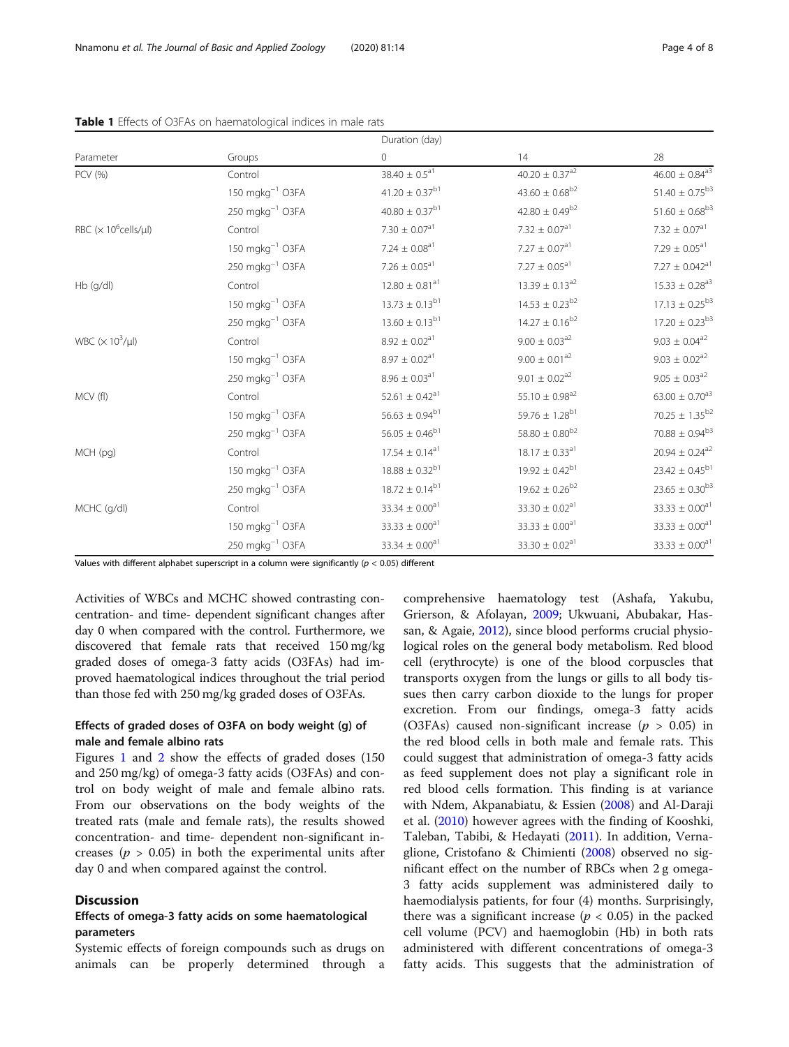**Table 1** Effects of O3FAs on haematological indices in male rats

| Parameter | Groups | Duration (day) | | |
|---|---|---|---|---|
| | | 0 | 14 | 28 |
| PCV (%) | Control | $38.40 \pm 0.5^{a1}$ | $40.20 \pm 0.37^{a2}$ | $46.00 \pm 0.84^{a3}$ |
| | 150 mgkg$^{-1}$ O3FA | $41.20 \pm 0.37^{b1}$ | $43.60 \pm 0.68^{b2}$ | $51.40 \pm 0.75^{b3}$ |
| | 250 mgkg$^{-1}$ O3FA | $40.80 \pm 0.37^{b1}$ | $42.80 \pm 0.49^{b2}$ | $51.60 \pm 0.68^{b3}$ |
| RBC ($\times 10^6$cells/μl) | Control | $7.30 \pm 0.07^{a1}$ | $7.32 \pm 0.07^{a1}$ | $7.32 \pm 0.07^{a1}$ |
| | 150 mgkg$^{-1}$ O3FA | $7.24 \pm 0.08^{a1}$ | $7.27 \pm 0.07^{a1}$ | $7.29 \pm 0.05^{a1}$ |
| | 250 mgkg$^{-1}$ O3FA | $7.26 \pm 0.05^{a1}$ | $7.27 \pm 0.05^{a1}$ | $7.27 \pm 0.042^{a1}$ |
| Hb (g/dl) | Control | $12.80 \pm 0.81^{a1}$ | $13.39 \pm 0.13^{a2}$ | $15.33 \pm 0.28^{a3}$ |
| | 150 mgkg$^{-1}$ O3FA | $13.73 \pm 0.13^{b1}$ | $14.53 \pm 0.23^{b2}$ | $17.13 \pm 0.25^{b3}$ |
| | 250 mgkg$^{-1}$ O3FA | $13.60 \pm 0.13^{b1}$ | $14.27 \pm 0.16^{b2}$ | $17.20 \pm 0.23^{b3}$ |
| WBC ($\times 10^3$/μl) | Control | $8.92 \pm 0.02^{a1}$ | $9.00 \pm 0.03^{a2}$ | $9.03 \pm 0.04^{a2}$ |
| | 150 mgkg$^{-1}$ O3FA | $8.97 \pm 0.02^{a1}$ | $9.00 \pm 0.01^{a2}$ | $9.03 \pm 0.02^{a2}$ |
| | 250 mgkg$^{-1}$ O3FA | $8.96 \pm 0.03^{a1}$ | $9.01 \pm 0.02^{a2}$ | $9.05 \pm 0.03^{a2}$ |
| MCV (fl) | Control | $52.61 \pm 0.42^{a1}$ | $55.10 \pm 0.98^{a2}$ | $63.00 \pm 0.70^{a3}$ |
| | 150 mgkg$^{-1}$ O3FA | $56.63 \pm 0.94^{b1}$ | $59.76 \pm 1.28^{b1}$ | $70.25 \pm 1.35^{b2}$ |
| | 250 mgkg$^{-1}$ O3FA | $56.05 \pm 0.46^{b1}$ | $58.80 \pm 0.80^{b2}$ | $70.88 \pm 0.94^{b3}$ |
| MCH (pg) | Control | $17.54 \pm 0.14^{a1}$ | $18.17 \pm 0.33^{a1}$ | $20.94 \pm 0.24^{a2}$ |
| | 150 mgkg$^{-1}$ O3FA | $18.88 \pm 0.32^{b1}$ | $19.92 \pm 0.42^{b1}$ | $23.42 \pm 0.45^{b1}$ |
| | 250 mgkg$^{-1}$ O3FA | $18.72 \pm 0.14^{b1}$ | $19.62 \pm 0.26^{b2}$ | $23.65 \pm 0.30^{b3}$ |
| MCHC (g/dl) | Control | $33.34 \pm 0.00^{a1}$ | $33.30 \pm 0.02^{a1}$ | $33.33 \pm 0.00^{a1}$ |
| | 150 mgkg$^{-1}$ O3FA | $33.33 \pm 0.00^{a1}$ | $33.33 \pm 0.00^{a1}$ | $33.33 \pm 0.00^{a1}$ |
| | 250 mgkg$^{-1}$ O3FA | $33.34 \pm 0.00^{a1}$ | $33.30 \pm 0.02^{a1}$ | $33.33 \pm 0.00^{a1}$ |

Values with different alphabet superscript in a column were significantly ($p < 0.05$) different

Activities of WBCs and MCHC showed contrasting concentration- and time- dependent significant changes after day 0 when compared with the control. Furthermore, we discovered that female rats that received 150 mg/kg graded doses of omega-3 fatty acids (O3FAs) had improved haematological indices throughout the trial period than those fed with 250 mg/kg graded doses of O3FAs.

### Effects of graded doses of O3FA on body weight (g) of male and female albino rats

Figures 1 and 2 show the effects of graded doses (150 and 250 mg/kg) of omega-3 fatty acids (O3FAs) and control on body weight of male and female albino rats. From our observations on the body weights of the treated rats (male and female rats), the results showed concentration- and time- dependent non-significant increases ($p > 0.05$) in both the experimental units after day 0 and when compared against the control.

## Discussion

### Effects of omega-3 fatty acids on some haematological parameters

Systemic effects of foreign compounds such as drugs on animals can be properly determined through a comprehensive haematology test (Ashafa, Yakubu, Grierson, & Afolayan, 2009; Ukwuani, Abubakar, Hassan, & Agaie, 2012), since blood performs crucial physiological roles on the general body metabolism. Red blood cell (erythrocyte) is one of the blood corpuscles that transports oxygen from the lungs or gills to all body tissues then carry carbon dioxide to the lungs for proper excretion. From our findings, omega-3 fatty acids (O3FAs) caused non-significant increase ($p > 0.05$) in the red blood cells in both male and female rats. This could suggest that administration of omega-3 fatty acids as feed supplement does not play a significant role in red blood cells formation. This finding is at variance with Ndem, Akpanabiatu, & Essien (2008) and Al-Daraji et al. (2010) however agrees with the finding of Kooshki, Taleban, Tabibi, & Hedayati (2011). In addition, Vernaglione, Cristofano & Chimienti (2008) observed no significant effect on the number of RBCs when 2 g omega-3 fatty acids supplement was administered daily to haemodialysis patients, for four (4) months. Surprisingly, there was a significant increase ($p < 0.05$) in the packed cell volume (PCV) and haemoglobin (Hb) in both rats administered with different concentrations of omega-3 fatty acids. This suggests that the administration of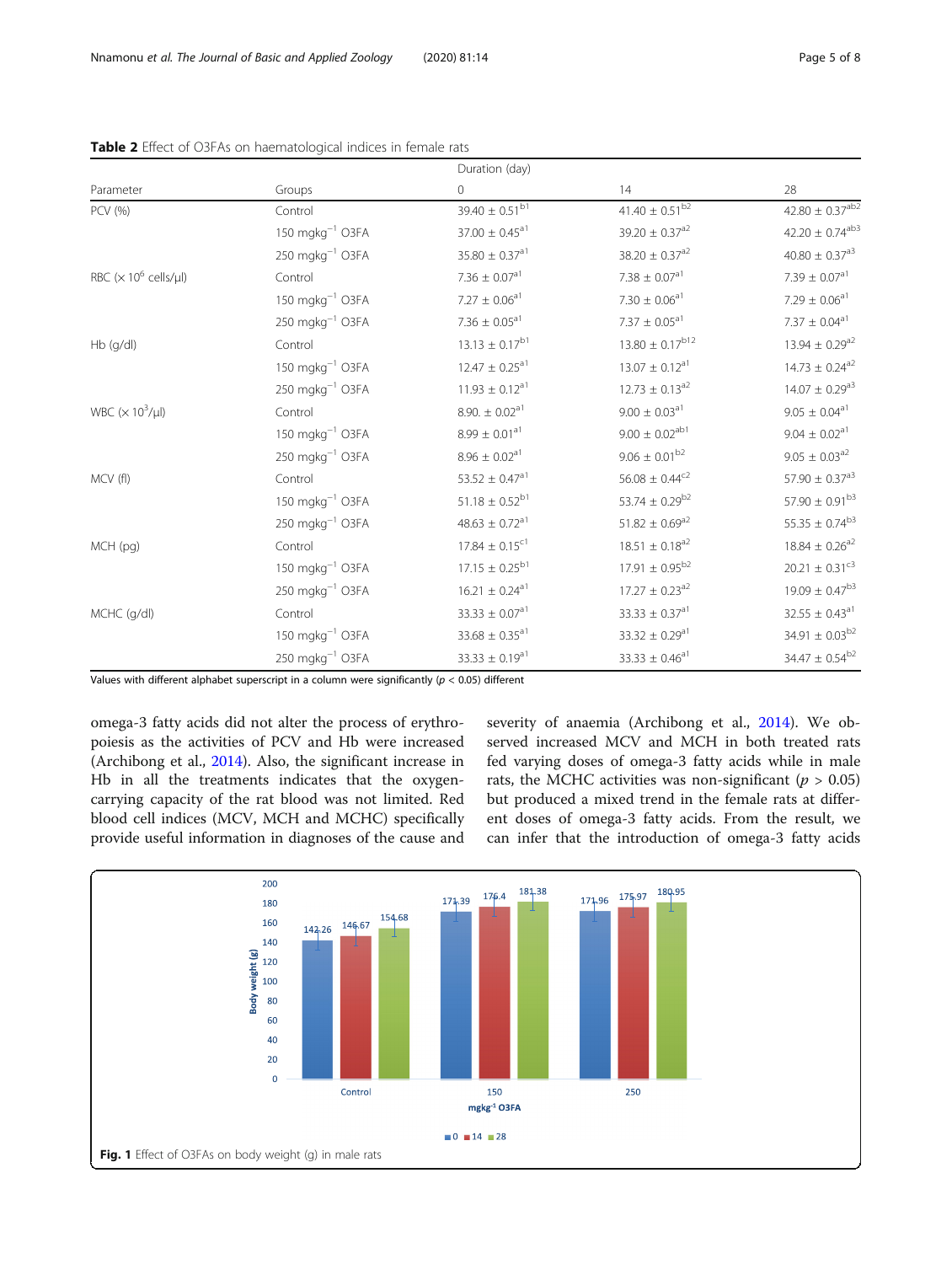**Table 2** Effect of O3FAs on haematological indices in female rats

| Parameter | Groups | Duration (day) 0 | 14 | 28 |
|---|---|---|---|---|
| PCV (%) | Control | 39.40 ± 0.51[b1] | 41.40 ± 0.51[b2] | 42.80 ± 0.37[ab2] |
| | 150 mgkg$^{-1}$ O3FA | 37.00 ± 0.45[a1] | 39.20 ± 0.37[a2] | 42.20 ± 0.74[ab3] |
| | 250 mgkg$^{-1}$ O3FA | 35.80 ± 0.37[a1] | 38.20 ± 0.37[a2] | 40.80 ± 0.37[a3] |
| RBC (× 10$^6$ cells/μl) | Control | 7.36 ± 0.07[a1] | 7.38 ± 0.07[a1] | 7.39 ± 0.07[a1] |
| | 150 mgkg$^{-1}$ O3FA | 7.27 ± 0.06[a1] | 7.30 ± 0.06[a1] | 7.29 ± 0.06[a1] |
| | 250 mgkg$^{-1}$ O3FA | 7.36 ± 0.05[a1] | 7.37 ± 0.05[a1] | 7.37 ± 0.04[a1] |
| Hb (g/dl) | Control | 13.13 ± 0.17[b1] | 13.80 ± 0.17[b12] | 13.94 ± 0.29[a2] |
| | 150 mgkg$^{-1}$ O3FA | 12.47 ± 0.25[a1] | 13.07 ± 0.12[a1] | 14.73 ± 0.24[a2] |
| | 250 mgkg$^{-1}$ O3FA | 11.93 ± 0.12[a1] | 12.73 ± 0.13[a2] | 14.07 ± 0.29[a3] |
| WBC (× 10$^3$/μl) | Control | 8.90. ± 0.02[a1] | 9.00 ± 0.03[a1] | 9.05 ± 0.04[a1] |
| | 150 mgkg$^{-1}$ O3FA | 8.99 ± 0.01[a1] | 9.00 ± 0.02[ab1] | 9.04 ± 0.02[a1] |
| | 250 mgkg$^{-1}$ O3FA | 8.96 ± 0.02[a1] | 9.06 ± 0.01[b2] | 9.05 ± 0.03[a2] |
| MCV (fl) | Control | 53.52 ± 0.47[a1] | 56.08 ± 0.44[c2] | 57.90 ± 0.37[a3] |
| | 150 mgkg$^{-1}$ O3FA | 51.18 ± 0.52[b1] | 53.74 ± 0.29[b2] | 57.90 ± 0.91[b3] |
| | 250 mgkg$^{-1}$ O3FA | 48.63 ± 0.72[a1] | 51.82 ± 0.69[a2] | 55.35 ± 0.74[b3] |
| MCH (pg) | Control | 17.84 ± 0.15[c1] | 18.51 ± 0.18[a2] | 18.84 ± 0.26[a2] |
| | 150 mgkg$^{-1}$ O3FA | 17.15 ± 0.25[b1] | 17.91 ± 0.95[b2] | 20.21 ± 0.31[c3] |
| | 250 mgkg$^{-1}$ O3FA | 16.21 ± 0.24[a1] | 17.27 ± 0.23[a2] | 19.09 ± 0.47[b3] |
| MCHC (g/dl) | Control | 33.33 ± 0.07[a1] | 33.33 ± 0.37[a1] | 32.55 ± 0.43[a1] |
| | 150 mgkg$^{-1}$ O3FA | 33.68 ± 0.35[a1] | 33.32 ± 0.29[a1] | 34.91 ± 0.03[b2] |
| | 250 mgkg$^{-1}$ O3FA | 33.33 ± 0.19[a1] | 33.33 ± 0.46[a1] | 34.47 ± 0.54[b2] |

Values with different alphabet superscript in a column were significantly ($p < 0.05$) different

omega-3 fatty acids did not alter the process of erythropoiesis as the activities of PCV and Hb were increased (Archibong et al., 2014). Also, the significant increase in Hb in all the treatments indicates that the oxygen-carrying capacity of the rat blood was not limited. Red blood cell indices (MCV, MCH and MCHC) specifically provide useful information in diagnoses of the cause and severity of anaemia (Archibong et al., 2014). We observed increased MCV and MCH in both treated rats fed varying doses of omega-3 fatty acids while in male rats, the MCHC activities was non-significant ($p > 0.05$) but produced a mixed trend in the female rats at different doses of omega-3 fatty acids. From the result, we can infer that the introduction of omega-3 fatty acids

**Fig. 1** Effect of O3FAs on body weight (g) in male rats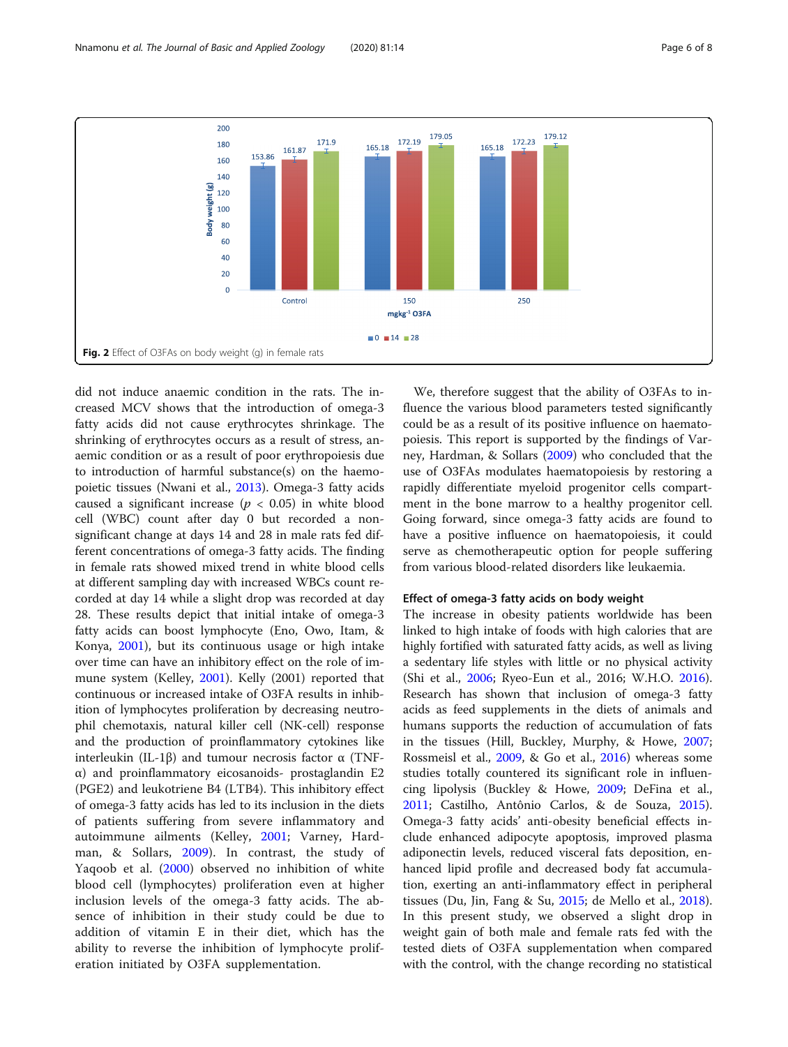Fig. 2 Effect of O3FAs on body weight (g) in female rats

did not induce anaemic condition in the rats. The increased MCV shows that the introduction of omega-3 fatty acids did not cause erythrocytes shrinkage. The shrinking of erythrocytes occurs as a result of stress, anaemic condition or as a result of poor erythropoiesis due to introduction of harmful substance(s) on the haemopoietic tissues (Nwani et al., 2013). Omega-3 fatty acids caused a significant increase ($p < 0.05$) in white blood cell (WBC) count after day 0 but recorded a non-significant change at days 14 and 28 in male rats fed different concentrations of omega-3 fatty acids. The finding in female rats showed mixed trend in white blood cells at different sampling day with increased WBCs count recorded at day 14 while a slight drop was recorded at day 28. These results depict that initial intake of omega-3 fatty acids can boost lymphocyte (Eno, Owo, Itam, & Konya, 2001), but its continuous usage or high intake over time can have an inhibitory effect on the role of immune system (Kelley, 2001). Kelly (2001) reported that continuous or increased intake of O3FA results in inhibition of lymphocytes proliferation by decreasing neutrophil chemotaxis, natural killer cell (NK-cell) response and the production of proinflammatory cytokines like interleukin (IL-1β) and tumour necrosis factor α (TNF-α) and proinflammatory eicosanoids- prostaglandin E2 (PGE2) and leukotriene B4 (LTB4). This inhibitory effect of omega-3 fatty acids has led to its inclusion in the diets of patients suffering from severe inflammatory and autoimmune ailments (Kelley, 2001; Varney, Hardman, & Sollars, 2009). In contrast, the study of Yaqoob et al. (2000) observed no inhibition of white blood cell (lymphocytes) proliferation even at higher inclusion levels of the omega-3 fatty acids. The absence of inhibition in their study could be due to addition of vitamin E in their diet, which has the ability to reverse the inhibition of lymphocyte proliferation initiated by O3FA supplementation.

We, therefore suggest that the ability of O3FAs to influence the various blood parameters tested significantly could be as a result of its positive influence on haematopoiesis. This report is supported by the findings of Varney, Hardman, & Sollars (2009) who concluded that the use of O3FAs modulates haematopoiesis by restoring a rapidly differentiate myeloid progenitor cells compartment in the bone marrow to a healthy progenitor cell. Going forward, since omega-3 fatty acids are found to have a positive influence on haematopoiesis, it could serve as chemotherapeutic option for people suffering from various blood-related disorders like leukaemia.

### Effect of omega-3 fatty acids on body weight

The increase in obesity patients worldwide has been linked to high intake of foods with high calories that are highly fortified with saturated fatty acids, as well as living a sedentary life styles with little or no physical activity (Shi et al., 2006; Ryeo-Eun et al., 2016; W.H.O. 2016). Research has shown that inclusion of omega-3 fatty acids as feed supplements in the diets of animals and humans supports the reduction of accumulation of fats in the tissues (Hill, Buckley, Murphy, & Howe, 2007; Rossmeisl et al., 2009, & Go et al., 2016) whereas some studies totally countered its significant role in influencing lipolysis (Buckley & Howe, 2009; DeFina et al., 2011; Castilho, Antônio Carlos, & de Souza, 2015). Omega-3 fatty acids' anti-obesity beneficial effects include enhanced adipocyte apoptosis, improved plasma adiponectin levels, reduced visceral fats deposition, enhanced lipid profile and decreased body fat accumulation, exerting an anti-inflammatory effect in peripheral tissues (Du, Jin, Fang & Su, 2015; de Mello et al., 2018). In this present study, we observed a slight drop in weight gain of both male and female rats fed with the tested diets of O3FA supplementation when compared with the control, with the change recording no statistical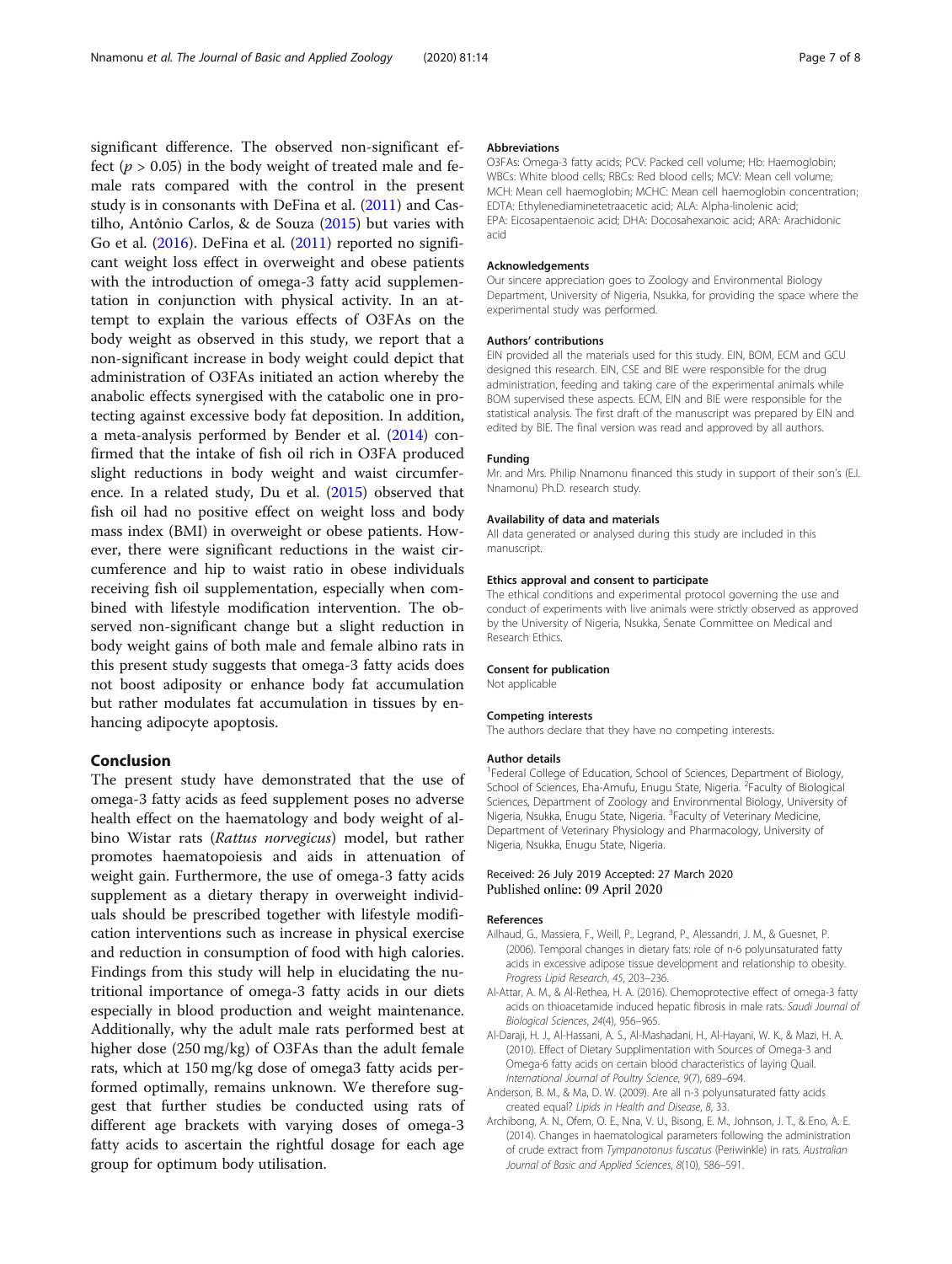significant difference. The observed non-significant effect ($p > 0.05$) in the body weight of treated male and female rats compared with the control in the present study is in consonants with DeFina et al. (2011) and Castilho, Antônio Carlos, & de Souza (2015) but varies with Go et al. (2016). DeFina et al. (2011) reported no significant weight loss effect in overweight and obese patients with the introduction of omega-3 fatty acid supplementation in conjunction with physical activity. In an attempt to explain the various effects of O3FAs on the body weight as observed in this study, we report that a non-significant increase in body weight could depict that administration of O3FAs initiated an action whereby the anabolic effects synergised with the catabolic one in protecting against excessive body fat deposition. In addition, a meta-analysis performed by Bender et al. (2014) confirmed that the intake of fish oil rich in O3FA produced slight reductions in body weight and waist circumference. In a related study, Du et al. (2015) observed that fish oil had no positive effect on weight loss and body mass index (BMI) in overweight or obese patients. However, there were significant reductions in the waist circumference and hip to waist ratio in obese individuals receiving fish oil supplementation, especially when combined with lifestyle modification intervention. The observed non-significant change but a slight reduction in body weight gains of both male and female albino rats in this present study suggests that omega-3 fatty acids does not boost adiposity or enhance body fat accumulation but rather modulates fat accumulation in tissues by enhancing adipocyte apoptosis.

## Conclusion

The present study have demonstrated that the use of omega-3 fatty acids as feed supplement poses no adverse health effect on the haematology and body weight of albino Wistar rats (*Rattus norvegicus*) model, but rather promotes haematopoiesis and aids in attenuation of weight gain. Furthermore, the use of omega-3 fatty acids supplement as a dietary therapy in overweight individuals should be prescribed together with lifestyle modification interventions such as increase in physical exercise and reduction in consumption of food with high calories. Findings from this study will help in elucidating the nutritional importance of omega-3 fatty acids in our diets especially in blood production and weight maintenance. Additionally, why the adult male rats performed best at higher dose (250 mg/kg) of O3FAs than the adult female rats, which at 150 mg/kg dose of omega3 fatty acids performed optimally, remains unknown. We therefore suggest that further studies be conducted using rats of different age brackets with varying doses of omega-3 fatty acids to ascertain the rightful dosage for each age group for optimum body utilisation.

### Abbreviations

O3FAs: Omega-3 fatty acids; PCV: Packed cell volume; Hb: Haemoglobin; WBCs: White blood cells; RBCs: Red blood cells; MCV: Mean cell volume; MCH: Mean cell haemoglobin; MCHC: Mean cell haemoglobin concentration; EDTA: Ethylenediaminetetraacetic acid; ALA: Alpha-linolenic acid; EPA: Eicosapentaenoic acid; DHA: Docosahexaenoic acid; ARA: Arachidonic acid

### Acknowledgements

Our sincere appreciation goes to Zoology and Environmental Biology Department, University of Nigeria, Nsukka, for providing the space where the experimental study was performed.

### Authors' contributions

EIN provided all the materials used for this study. EIN, BOM, ECM and GCU designed this research. EIN, CSE and BIE were responsible for the drug administration, feeding and taking care of the experimental animals while BOM supervised these aspects. ECM, EIN and BIE were responsible for the statistical analysis. The first draft of the manuscript was prepared by EIN and edited by BIE. The final version was read and approved by all authors.

### Funding

Mr. and Mrs. Philip Nnamonu financed this study in support of their son's (E.I. Nnamonu) Ph.D. research study.

### Availability of data and materials

All data generated or analysed during this study are included in this manuscript.

### Ethics approval and consent to participate

The ethical conditions and experimental protocol governing the use and conduct of experiments with live animals were strictly observed as approved by the University of Nigeria, Nsukka, Senate Committee on Medical and Research Ethics.

### Consent for publication

Not applicable

### Competing interests

The authors declare that they have no competing interests.

### Author details

[1]Federal College of Education, School of Sciences, Department of Biology, School of Sciences, Eha-Amufu, Enugu State, Nigeria. [2]Faculty of Biological Sciences, Department of Zoology and Environmental Biology, University of Nigeria, Nsukka, Enugu State, Nigeria. [3]Faculty of Veterinary Medicine, Department of Veterinary Physiology and Pharmacology, University of Nigeria, Nsukka, Enugu State, Nigeria.

Received: 26 July 2019 Accepted: 27 March 2020
Published online: 09 April 2020

### References

- Ailhaud, G., Massiera, F., Weill, P., Legrand, P., Alessandri, J. M., & Guesnet, P. (2006). Temporal changes in dietary fats: role of n-6 polyunsaturated fatty acids in excessive adipose tissue development and relationship to obesity. *Progress Lipid Research, 45*, 203–236.
- Al-Attar, A. M., & Al-Rethea, H. A. (2016). Chemoprotective effect of omega-3 fatty acids on thioacetamide induced hepatic fibrosis in male rats. *Saudi Journal of Biological Sciences, 24*(4), 956–965.
- Al-Daraji, H. J., Al-Hassani, A. S., Al-Mashadani, H., Al-Hayani, W. K., & Mazi, H. A. (2010). Effect of Dietary Supplimentation with Sources of Omega-3 and Omega-6 fatty acids on certain blood characteristics of laying Quail. *International Journal of Poultry Science, 9*(7), 689–694.
- Anderson, B. M., & Ma, D. W. (2009). Are all n-3 polyunsaturated fatty acids created equal? *Lipids in Health and Disease, 8*, 33.
- Archibong, A. N., Ofem, O. E., Nna, V. U., Bisong, E. M., Johnson, J. T., & Eno, A. E. (2014). Changes in haematological parameters following the administration of crude extract from *Tympanotonus fuscatus* (Periwinkle) in rats. *Australian Journal of Basic and Applied Sciences, 8*(10), 586–591.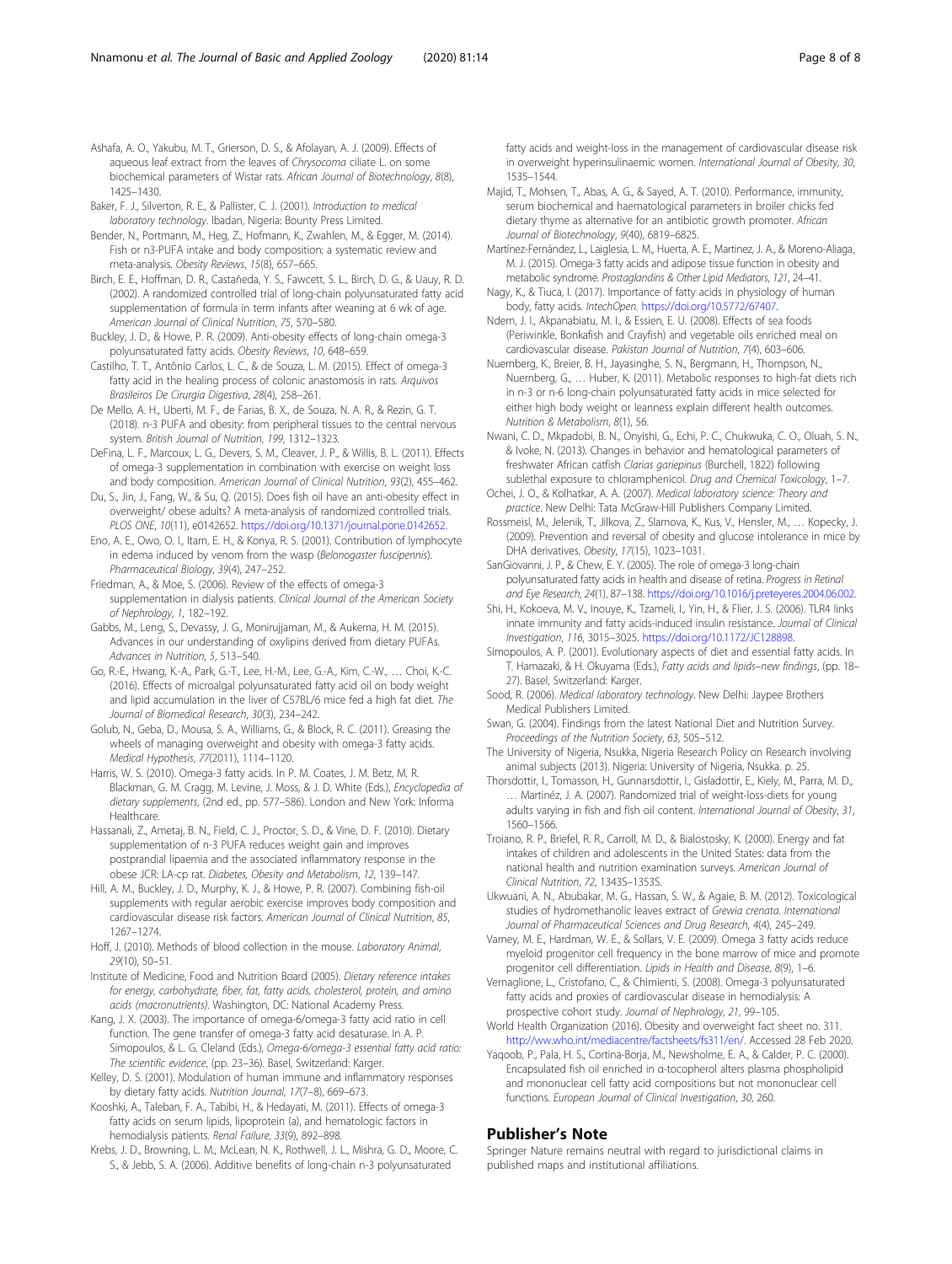Ashafa, A. O., Yakubu, M. T., Grierson, D. S., & Afolayan, A. J. (2009). Effects of aqueous leaf extract from the leaves of *Chrysocoma* ciliate L. on some biochemical parameters of Wistar rats. *African Journal of Biotechnology*, *8*(8), 1425–1430.

Baker, F. J., Silverton, R. E., & Pallister, C. J. (2001). *Introduction to medical laboratory technology*. Ibadan, Nigeria: Bounty Press Limited.

Bender, N., Portmann, M., Heg, Z., Hofmann, K., Zwahlen, M., & Egger, M. (2014). Fish or n3-PUFA intake and body composition: a systematic review and meta-analysis. *Obesity Reviews*, *15*(8), 657–665.

Birch, E. E., Hoffman, D. R., Castañeda, Y. S., Fawcett, S. L., Birch, D. G., & Uauy, R. D. (2002). A randomized controlled trial of long-chain polyunsaturated fatty acid supplementation of formula in term infants after weaning at 6 wk of age. *American Journal of Clinical Nutrition*, *75*, 570–580.

Buckley, J. D., & Howe, P. R. (2009). Anti-obesity effects of long-chain omega-3 polyunsaturated fatty acids. *Obesity Reviews*, *10*, 648–659.

Castilho, T. T., Antônio Carlos, L. C., & de Souza, L. M. (2015). Effect of omega-3 fatty acid in the healing process of colonic anastomosis in rats. *Arquivos Brasileiros De Cirurgia Digestiva*, *28*(4), 258–261.

De Mello, A. H., Uberti, M. F., de Farias, B. X., de Souza, N. A. R., & Rezin, G. T. (2018). n-3 PUFA and obesity: from peripheral tissues to the central nervous system. *British Journal of Nutrition*, *199*, 1312–1323.

DeFina, L. F., Marcoux, L. G., Devers, S. M., Cleaver, J. P., & Willis, B. L. (2011). Effects of omega-3 supplementation in combination with exercise on weight loss and body composition. *American Journal of Clinical Nutrition*, *93*(2), 455–462.

Du, S., Jin, J., Fang, W., & Su, Q. (2015). Does fish oil have an anti-obesity effect in overweight/ obese adults? A meta-analysis of randomized controlled trials. *PLOS ONE*, *10*(11), e0142652. https://doi.org/10.1371/journal.pone.0142652.

Eno, A. E., Owo, O. I., Itam, E. H., & Konya, R. S. (2001). Contribution of lymphocyte in edema induced by venom from the wasp (*Belonogaster fuscipennis*). *Pharmaceutical Biology*, *39*(4), 247–252.

Friedman, A., & Moe, S. (2006). Review of the effects of omega-3 supplementation in dialysis patients. *Clinical Journal of the American Society of Nephrology*, *1*, 182–192.

Gabbs, M., Leng, S., Devassy, J. G., Monirujjaman, M., & Aukema, H. M. (2015). Advances in our understanding of oxylipins derived from dietary PUFAs. *Advances in Nutrition*, *5*, 513–540.

Go, R.-E., Hwang, K.-A., Park, G.-T., Lee, H.-M., Lee, G.-A., Kim, C.-W., … Choi, K.-C. (2016). Effects of microalgal polyunsaturated fatty acid oil on body weight and lipid accumulation in the liver of C57BL/6 mice fed a high fat diet. *The Journal of Biomedical Research*, *30*(3), 234–242.

Golub, N., Geba, D., Mousa, S. A., Williams, G., & Block, R. C. (2011). Greasing the wheels of managing overweight and obesity with omega-3 fatty acids. *Medical Hypothesis*, *77*(2011), 1114–1120.

Harris, W. S. (2010). Omega-3 fatty acids. In P. M. Coates, J. M. Betz, M. R. Blackman, G. M. Cragg, M. Levine, J. Moss, & J. D. White (Eds.), *Encyclopedia of dietary supplements*, (2nd ed., pp. 577–586). London and New York: Informa Healthcare.

Hassanali, Z., Ametaj, B. N., Field, C. J., Proctor, S. D., & Vine, D. F. (2010). Dietary supplementation of n-3 PUFA reduces weight gain and improves postprandial lipaemia and the associated inflammatory response in the obese JCR: LA-cp rat. *Diabetes, Obesity and Metabolism*, *12*, 139–147.

Hill, A. M., Buckley, J. D., Murphy, K. J., & Howe, P. R. (2007). Combining fish-oil supplements with regular aerobic exercise improves body composition and cardiovascular disease risk factors. *American Journal of Clinical Nutrition*, *85*, 1267–1274.

Hoff, J. (2010). Methods of blood collection in the mouse. *Laboratory Animal*, *29*(10), 50–51.

Institute of Medicine, Food and Nutrition Board (2005). *Dietary reference intakes for energy, carbohydrate, fiber, fat, fatty acids, cholesterol, protein, and amino acids (macronutrients)*. Washington, DC: National Academy Press.

Kang, J. X. (2003). The importance of omega-6/omega-3 fatty acid ratio in cell function. The gene transfer of omega-3 fatty acid desaturase. In A. P. Simopoulos, & L. G. Cleland (Eds.), *Omega-6/omega-3 essential fatty acid ratio: The scientific evidence*, (pp. 23–36). Basel, Switzerland: Karger.

Kelley, D. S. (2001). Modulation of human immune and inflammatory responses by dietary fatty acids. *Nutrition Journal*, *17*(7–8), 669–673.

Kooshki, A., Taleban, F. A., Tabibi, H., & Hedayati, M. (2011). Effects of omega-3 fatty acids on serum lipids, lipoprotein (a), and hematologic factors in hemodialysis patients. *Renal Failure*, *33*(9), 892–898.

Krebs, J. D., Browning, L. M., McLean, N. K., Rothwell, J. L., Mishra, G. D., Moore, C. S., & Jebb, S. A. (2006). Additive benefits of long-chain n-3 polyunsaturated fatty acids and weight-loss in the management of cardiovascular disease risk in overweight hyperinsulinaemic women. *International Journal of Obesity*, *30*, 1535–1544.

Majid, T., Mohsen, T., Abas, A. G., & Sayed, A. T. (2010). Performance, immunity, serum biochemical and haematological parameters in broiler chicks fed dietary thyme as alternative for an antibiotic growth promoter. *African Journal of Biotechnology*, *9*(40), 6819–6825.

Martínez-Fernández, L., Laiglesia, L. M., Huerta, A. E., Martinez, J. A., & Moreno-Aliaga, M. J. (2015). Omega-3 fatty acids and adipose tissue function in obesity and metabolic syndrome. *Prostaglandins & Other Lipid Mediators*, *121*, 24–41.

Nagy, K., & Tiuca, I. (2017). Importance of fatty acids in physiology of human body, fatty acids. *IntechOpen*. https://doi.org/10.5772/67407.

Ndem, J. I., Akpanabiatu, M. I., & Essien, E. U. (2008). Effects of sea foods (Periwinkle, Bonkafish and Crayfish) and vegetable oils enriched meal on cardiovascular disease. *Pakistan Journal of Nutrition*, *7*(4), 603–606.

Nuernberg, K., Breier, B. H., Jayasinghe, S. N., Bergmann, H., Thompson, N., Nuernberg, G., … Huber, K. (2011). Metabolic responses to high-fat diets rich in n-3 or n-6 long-chain polyunsaturated fatty acids in mice selected for either high body weight or leanness explain different health outcomes. *Nutrition & Metabolism*, *8*(1), 56.

Nwani, C. D., Mkpadobi, B. N., Onyishi, G., Echi, P. C., Chukwuka, C. O., Oluah, S. N., & Ivoke, N. (2013). Changes in behavior and hematological parameters of freshwater African catfish *Clarias gariepinus* (Burchell, 1822) following sublethal exposure to chloramphenicol. *Drug and Chemical Toxicology*, 1–7.

Ochei, J. O., & Kolhatkar, A. A. (2007). *Medical laboratory science: Theory and practice*. New Delhi: Tata McGraw-Hill Publishers Company Limited.

Rossmeisl, M., Jelenik, T., Jilkova, Z., Slamova, K., Kus, V., Hensler, M., … Kopecky, J. (2009). Prevention and reversal of obesity and glucose intolerance in mice by DHA derivatives. *Obesity*, *17*(15), 1023–1031.

SanGiovanni, J. P., & Chew, E. Y. (2005). The role of omega-3 long-chain polyunsaturated fatty acids in health and disease of retina. *Progress in Retinal and Eye Research*, *24*(1), 87–138. https://doi.org/10.1016/j.preteyeres.2004.06.002.

Shi, H., Kokoeva, M. V., Inouye, K., Tzameli, I., Yin, H., & Flier, J. S. (2006). TLR4 links innate immunity and fatty acids-induced insulin resistance. *Journal of Clinical Investigation*, *116*, 3015–3025. https://doi.org/10.1172/JC128898.

Simopoulos, A. P. (2001). Evolutionary aspects of diet and essential fatty acids. In T. Hamazaki, & H. Okuyama (Eds.), *Fatty acids and lipids–new findings*, (pp. 18–27). Basel, Switzerland: Karger.

Sood, R. (2006). *Medical laboratory technology*. New Delhi: Jaypee Brothers Medical Publishers Limited.

Swan, G. (2004). Findings from the latest National Diet and Nutrition Survey. *Proceedings of the Nutrition Society*, *63*, 505–512.

The University of Nigeria, Nsukka, Nigeria Research Policy on Research involving animal subjects (2013). Nigeria: University of Nigeria, Nsukka. p. 25.

Thorsdottir, I., Tomasson, H., Gunnarsdottir, I., Gisladottir, E., Kiely, M., Parra, M. D., … Martinéz, J. A. (2007). Randomized trial of weight-loss-diets for young adults varying in fish and fish oil content. *International Journal of Obesity*, *31*, 1560–1566.

Troiano, R. P., Briefel, R. R., Carroll, M. D., & Bialostosky, K. (2000). Energy and fat intakes of children and adolescents in the United States: data from the national health and nutrition examination surveys. *American Journal of Clinical Nutrition*, *72*, 1343S–1353S.

Ukwuani, A. N., Abubakar, M. G., Hassan, S. W., & Agaie, B. M. (2012). Toxicological studies of hydromethanolic leaves extract of *Grewia crenata*. *International Journal of Pharmaceutical Sciences and Drug Research*, *4*(4), 245–249.

Varney, M. E., Hardman, W. E., & Sollars, V. E. (2009). Omega 3 fatty acids reduce myeloid progenitor cell frequency in the bone marrow of mice and promote progenitor cell differentiation. *Lipids in Health and Disease*, *8*(9), 1–6.

Vernaglione, L., Cristofano, C., & Chimienti, S. (2008). Omega-3 polyunsaturated fatty acids and proxies of cardiovascular disease in hemodialysis: A prospective cohort study. *Journal of Nephrology*, *21*, 99–105.

World Health Organization (2016). Obesity and overweight fact sheet no. 311. http://ww.who.int/mediacentre/factsheets/fs311/en/. Accessed 28 Feb 2020.

Yaqoob, P., Pala, H. S., Cortina-Borja, M., Newsholme, E. A., & Calder, P. C. (2000). Encapsulated fish oil enriched in α-tocopherol alters plasma phospholipid and mononuclear cell fatty acid compositions but not mononuclear cell functions. *European Journal of Clinical Investigation*, *30*, 260.

## Publisher's Note

Springer Nature remains neutral with regard to jurisdictional claims in published maps and institutional affiliations.